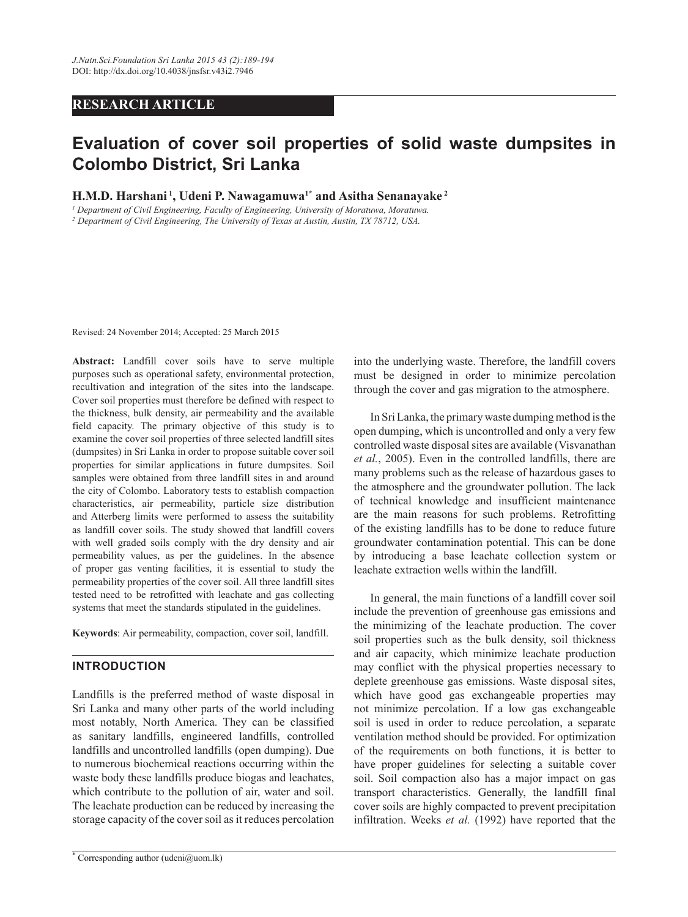RESEARCH ARTICLE

# Evaluation of cover soil properties of solid waste dumpsites in Colombo District, Sri Lanka

**H.M.D. Harshani [1], Udeni P. Nawagamuwa [1*] and Asitha Senanayake [2]**

[1] *Department of Civil Engineering, Faculty of Engineering, University of Moratuwa, Moratuwa.*
[2] *Department of Civil Engineering, The University of Texas at Austin, Austin, TX 78712, USA.*

Revised: 24 November 2014; Accepted: 25 March 2015

**Abstract:** Landfill cover soils have to serve multiple purposes such as operational safety, environmental protection, recultivation and integration of the sites into the landscape. Cover soil properties must therefore be defined with respect to the thickness, bulk density, air permeability and the available field capacity. The primary objective of this study is to examine the cover soil properties of three selected landfill sites (dumpsites) in Sri Lanka in order to propose suitable cover soil properties for similar applications in future dumpsites. Soil samples were obtained from three landfill sites in and around the city of Colombo. Laboratory tests to establish compaction characteristics, air permeability, particle size distribution and Atterberg limits were performed to assess the suitability as landfill cover soils. The study showed that landfill covers with well graded soils comply with the dry density and air permeability values, as per the guidelines. In the absence of proper gas venting facilities, it is essential to study the permeability properties of the cover soil. All three landfill sites tested need to be retrofitted with leachate and gas collecting systems that meet the standards stipulated in the guidelines.

**Keywords**: Air permeability, compaction, cover soil, landfill.

## INTRODUCTION

Landfills is the preferred method of waste disposal in Sri Lanka and many other parts of the world including most notably, North America. They can be classified as sanitary landfills, engineered landfills, controlled landfills and uncontrolled landfills (open dumping). Due to numerous biochemical reactions occurring within the waste body these landfills produce biogas and leachates, which contribute to the pollution of air, water and soil. The leachate production can be reduced by increasing the storage capacity of the cover soil as it reduces percolation into the underlying waste. Therefore, the landfill covers must be designed in order to minimize percolation through the cover and gas migration to the atmosphere.

In Sri Lanka, the primary waste dumping method is the open dumping, which is uncontrolled and only a very few controlled waste disposal sites are available (Visvanathan *et al.*, 2005). Even in the controlled landfills, there are many problems such as the release of hazardous gases to the atmosphere and the groundwater pollution. The lack of technical knowledge and insufficient maintenance are the main reasons for such problems. Retrofitting of the existing landfills has to be done to reduce future groundwater contamination potential. This can be done by introducing a base leachate collection system or leachate extraction wells within the landfill.

In general, the main functions of a landfill cover soil include the prevention of greenhouse gas emissions and the minimizing of the leachate production. The cover soil properties such as the bulk density, soil thickness and air capacity, which minimize leachate production may conflict with the physical properties necessary to deplete greenhouse gas emissions. Waste disposal sites, which have good gas exchangeable properties may not minimize percolation. If a low gas exchangeable soil is used in order to reduce percolation, a separate ventilation method should be provided. For optimization of the requirements on both functions, it is better to have proper guidelines for selecting a suitable cover soil. Soil compaction also has a major impact on gas transport characteristics. Generally, the landfill final cover soils are highly compacted to prevent precipitation infiltration. Weeks *et al.* (1992) have reported that the

[*] Corresponding author (udeni@uom.lk)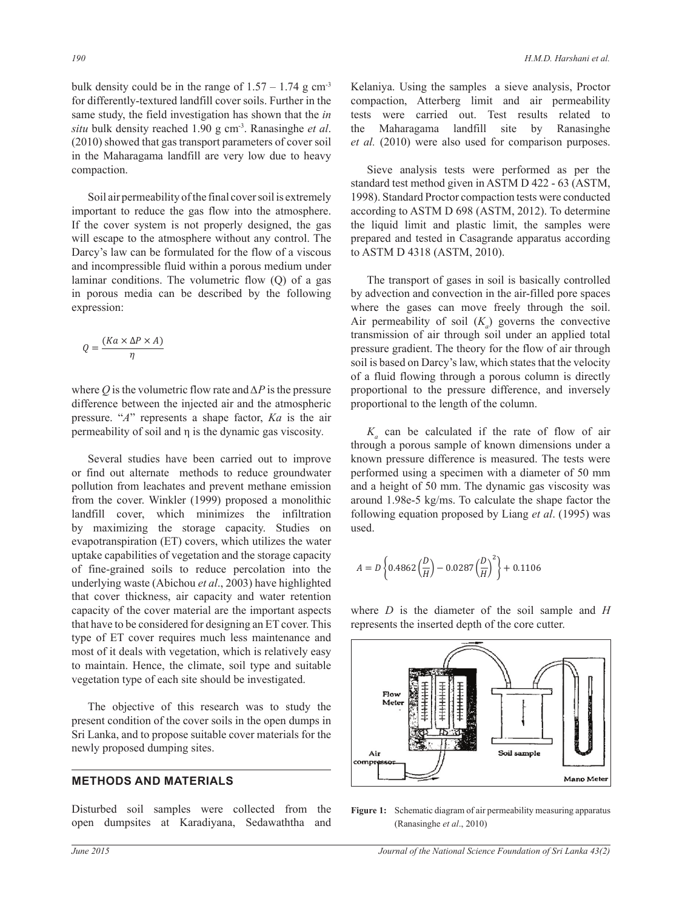bulk density could be in the range of 1.57 – 1.74 g cm$^{-3}$ for differently-textured landfill cover soils. Further in the same study, the field investigation has shown that the *in situ* bulk density reached 1.90 g cm$^{-3}$. Ranasinghe *et al*. (2010) showed that gas transport parameters of cover soil in the Maharagama landfill are very low due to heavy compaction.

Soil air permeability of the final cover soil is extremely important to reduce the gas flow into the atmosphere. If the cover system is not properly designed, the gas will escape to the atmosphere without any control. The Darcy's law can be formulated for the flow of a viscous and incompressible fluid within a porous medium under laminar conditions. The volumetric flow (Q) of a gas in porous media can be described by the following expression:

$$Q = \frac{(Ka \times \Delta P \times A)}{\eta}$$

where $Q$ is the volumetric flow rate and $\Delta P$ is the pressure difference between the injected air and the atmospheric pressure. "$A$" represents a shape factor, $Ka$ is the air permeability of soil and $\eta$ is the dynamic gas viscosity.

Several studies have been carried out to improve or find out alternate methods to reduce groundwater pollution from leachates and prevent methane emission from the cover. Winkler (1999) proposed a monolithic landfill cover, which minimizes the infiltration by maximizing the storage capacity. Studies on evapotranspiration (ET) covers, which utilizes the water uptake capabilities of vegetation and the storage capacity of fine-grained soils to reduce percolation into the underlying waste (Abichou *et al*., 2003) have highlighted that cover thickness, air capacity and water retention capacity of the cover material are the important aspects that have to be considered for designing an ET cover. This type of ET cover requires much less maintenance and most of it deals with vegetation, which is relatively easy to maintain. Hence, the climate, soil type and suitable vegetation type of each site should be investigated.

The objective of this research was to study the present condition of the cover soils in the open dumps in Sri Lanka, and to propose suitable cover materials for the newly proposed dumping sites.

## METHODS AND MATERIALS

Disturbed soil samples were collected from the open dumpsites at Karadiyana, Sedawaththa and Kelaniya. Using the samples a sieve analysis, Proctor compaction, Atterberg limit and air permeability tests were carried out. Test results related to the Maharagama landfill site by Ranasinghe *et al.* (2010) were also used for comparison purposes.

Sieve analysis tests were performed as per the standard test method given in ASTM D 422 - 63 (ASTM, 1998). Standard Proctor compaction tests were conducted according to ASTM D 698 (ASTM, 2012). To determine the liquid limit and plastic limit, the samples were prepared and tested in Casagrande apparatus according to ASTM D 4318 (ASTM, 2010).

The transport of gases in soil is basically controlled by advection and convection in the air-filled pore spaces where the gases can move freely through the soil. Air permeability of soil ($K_a$) governs the convective transmission of air through soil under an applied total pressure gradient. The theory for the flow of air through soil is based on Darcy's law, which states that the velocity of a fluid flowing through a porous column is directly proportional to the pressure difference, and inversely proportional to the length of the column.

$K_a$ can be calculated if the rate of flow of air through a porous sample of known dimensions under a known pressure difference is measured. The tests were performed using a specimen with a diameter of 50 mm and a height of 50 mm. The dynamic gas viscosity was around 1.98e-5 kg/ms. To calculate the shape factor the following equation proposed by Liang *et al*. (1995) was used.

$$A = D\left\{0.4862\left(\frac{D}{H}\right) - 0.0287\left(\frac{D}{H}\right)^2\right\} + 0.1106$$

where $D$ is the diameter of the soil sample and $H$ represents the inserted depth of the core cutter.

**Figure 1:** Schematic diagram of air permeability measuring apparatus (Ranasinghe *et al*., 2010)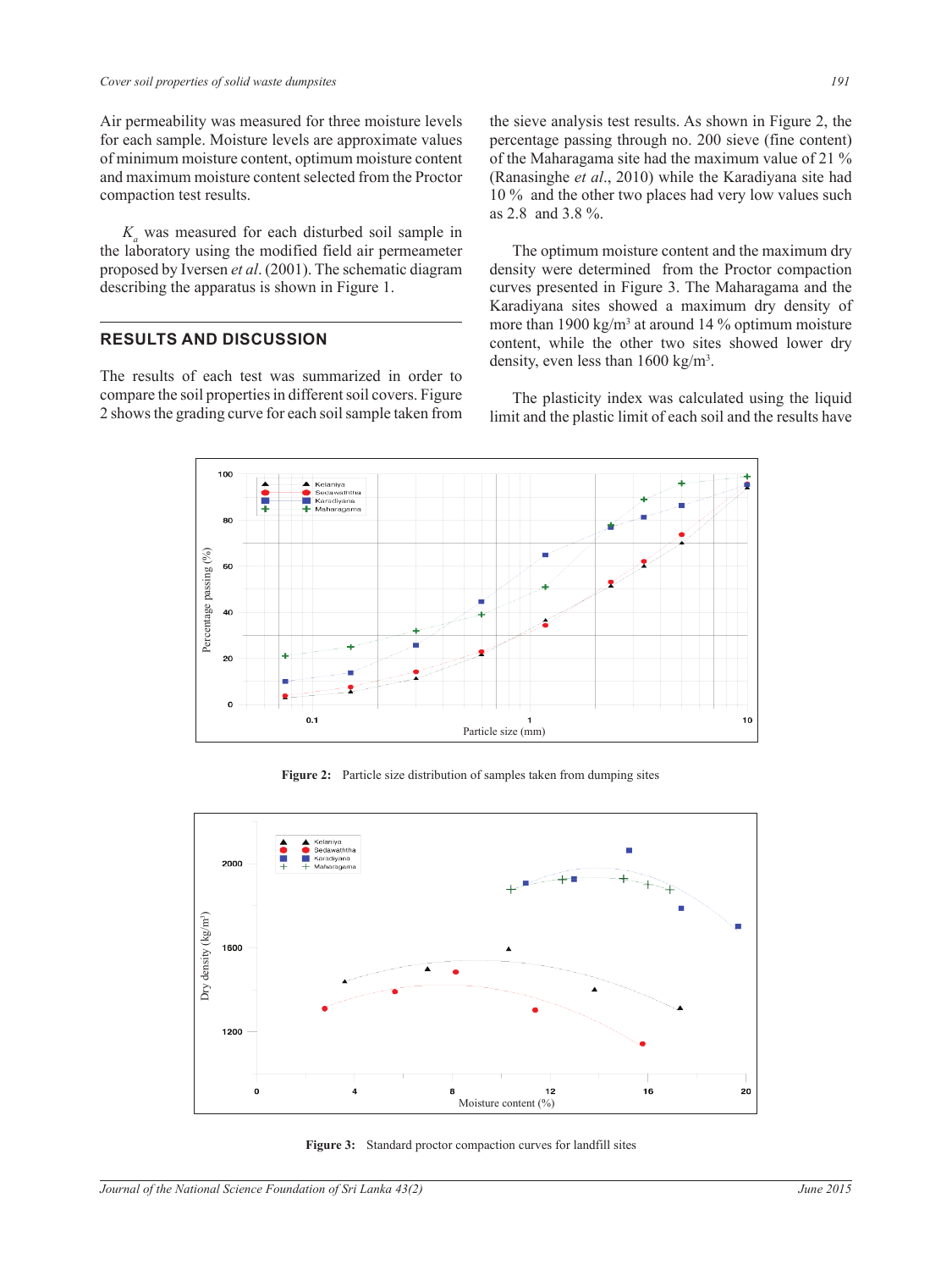Air permeability was measured for three moisture levels for each sample. Moisture levels are approximate values of minimum moisture content, optimum moisture content and maximum moisture content selected from the Proctor compaction test results.

$K_a$ was measured for each disturbed soil sample in the laboratory using the modified field air permeameter proposed by Iversen *et al*. (2001). The schematic diagram describing the apparatus is shown in Figure 1.

## RESULTS AND DISCUSSION

The results of each test was summarized in order to compare the soil properties in different soil covers. Figure 2 shows the grading curve for each soil sample taken from the sieve analysis test results. As shown in Figure 2, the percentage passing through no. 200 sieve (fine content) of the Maharagama site had the maximum value of 21 % (Ranasinghe *et al*., 2010) while the Karadiyana site had 10 % and the other two places had very low values such as 2.8 and 3.8 %.

The optimum moisture content and the maximum dry density were determined from the Proctor compaction curves presented in Figure 3. The Maharagama and the Karadiyana sites showed a maximum dry density of more than 1900 kg/m$^3$ at around 14 % optimum moisture content, while the other two sites showed lower dry density, even less than 1600 kg/m$^3$.

The plasticity index was calculated using the liquid limit and the plastic limit of each soil and the results have

**Figure 2:** Particle size distribution of samples taken from dumping sites

**Figure 3:** Standard proctor compaction curves for landfill sites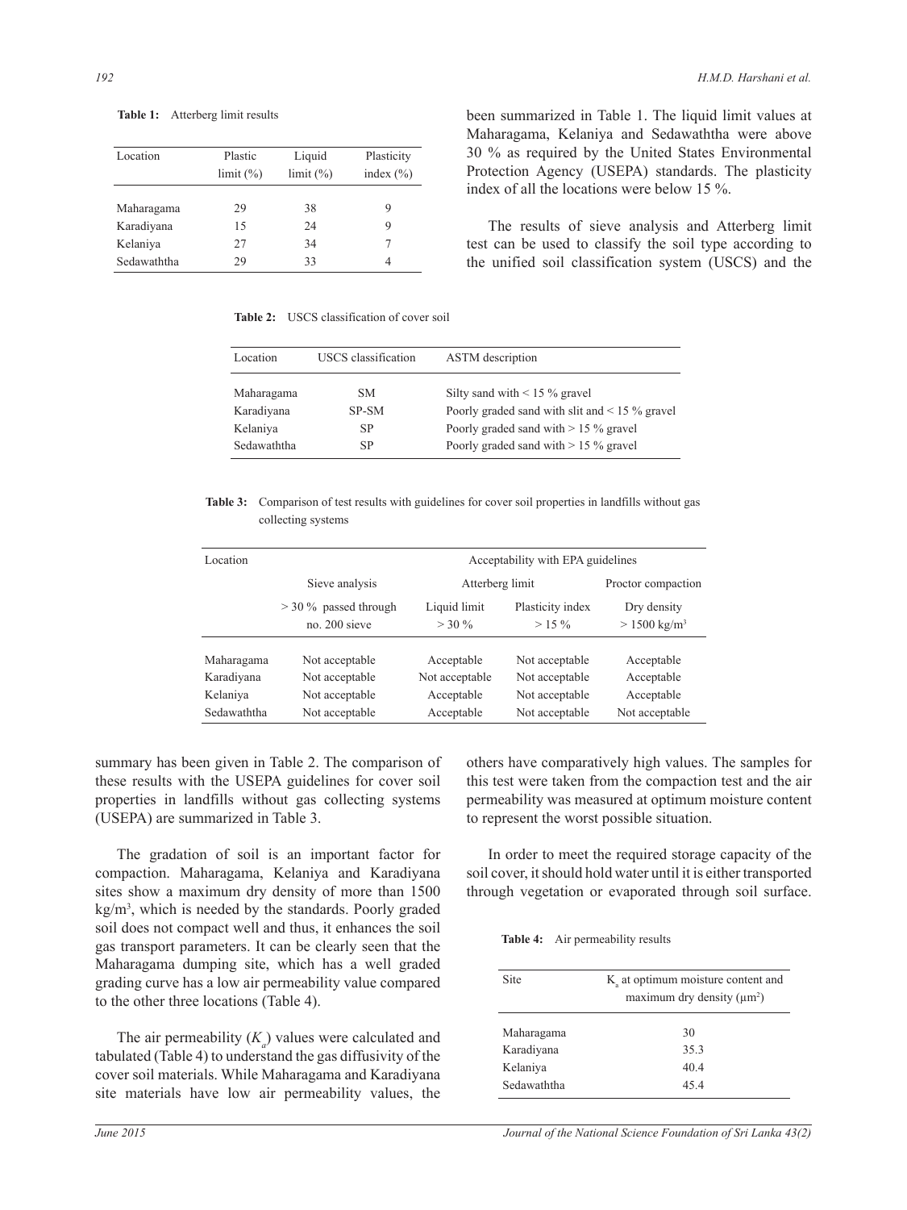**Table 1:** Atterberg limit results

| Location | Plastic limit (%) | Liquid limit (%) | Plasticity index (%) |
|---|---|---|---|
| Maharagama | 29 | 38 | 9 |
| Karadiyana | 15 | 24 | 9 |
| Kelaniya | 27 | 34 | 7 |
| Sedawaththa | 29 | 33 | 4 |

been summarized in Table 1. The liquid limit values at Maharagama, Kelaniya and Sedawaththa were above 30 % as required by the United States Environmental Protection Agency (USEPA) standards. The plasticity index of all the locations were below 15 %.

The results of sieve analysis and Atterberg limit test can be used to classify the soil type according to the unified soil classification system (USCS) and the summary has been given in Table 2. The comparison of these results with the USEPA guidelines for cover soil properties in landfills without gas collecting systems (USEPA) are summarized in Table 3.

**Table 2:** USCS classification of cover soil

| Location | USCS classification | ASTM description |
|---|---|---|
| Maharagama | SM | Silty sand with < 15 % gravel |
| Karadiyana | SP-SM | Poorly graded sand with slit and < 15 % gravel |
| Kelaniya | SP | Poorly graded sand with > 15 % gravel |
| Sedawaththa | SP | Poorly graded sand with > 15 % gravel |

**Table 3:** Comparison of test results with guidelines for cover soil properties in landfills without gas collecting systems

| Location | Acceptability with EPA guidelines | | | |
|---|---|---|---|---|
| | Sieve analysis | Atterberg limit | | Proctor compaction |
| | > 30 % passed through no. 200 sieve | Liquid limit > 30 % | Plasticity index > 15 % | Dry density > 1500 kg/m$^3$ |
| Maharagama | Not acceptable | Acceptable | Not acceptable | Acceptable |
| Karadiyana | Not acceptable | Not acceptable | Not acceptable | Acceptable |
| Kelaniya | Not acceptable | Acceptable | Not acceptable | Acceptable |
| Sedawaththa | Not acceptable | Acceptable | Not acceptable | Not acceptable |

The gradation of soil is an important factor for compaction. Maharagama, Kelaniya and Karadiyana sites show a maximum dry density of more than 1500 kg/m$^3$, which is needed by the standards. Poorly graded soil does not compact well and thus, it enhances the soil gas transport parameters. It can be clearly seen that the Maharagama dumping site, which has a well graded grading curve has a low air permeability value compared to the other three locations (Table 4).

The air permeability ($K_a$) values were calculated and tabulated (Table 4) to understand the gas diffusivity of the cover soil materials. While Maharagama and Karadiyana site materials have low air permeability values, the others have comparatively high values. The samples for this test were taken from the compaction test and the air permeability was measured at optimum moisture content to represent the worst possible situation.

In order to meet the required storage capacity of the soil cover, it should hold water until it is either transported through vegetation or evaporated through soil surface.

**Table 4:** Air permeability results

| Site | $K_a$ at optimum moisture content and maximum dry density (μm$^2$) |
|---|---|
| Maharagama | 30 |
| Karadiyana | 35.3 |
| Kelaniya | 40.4 |
| Sedawaththa | 45.4 |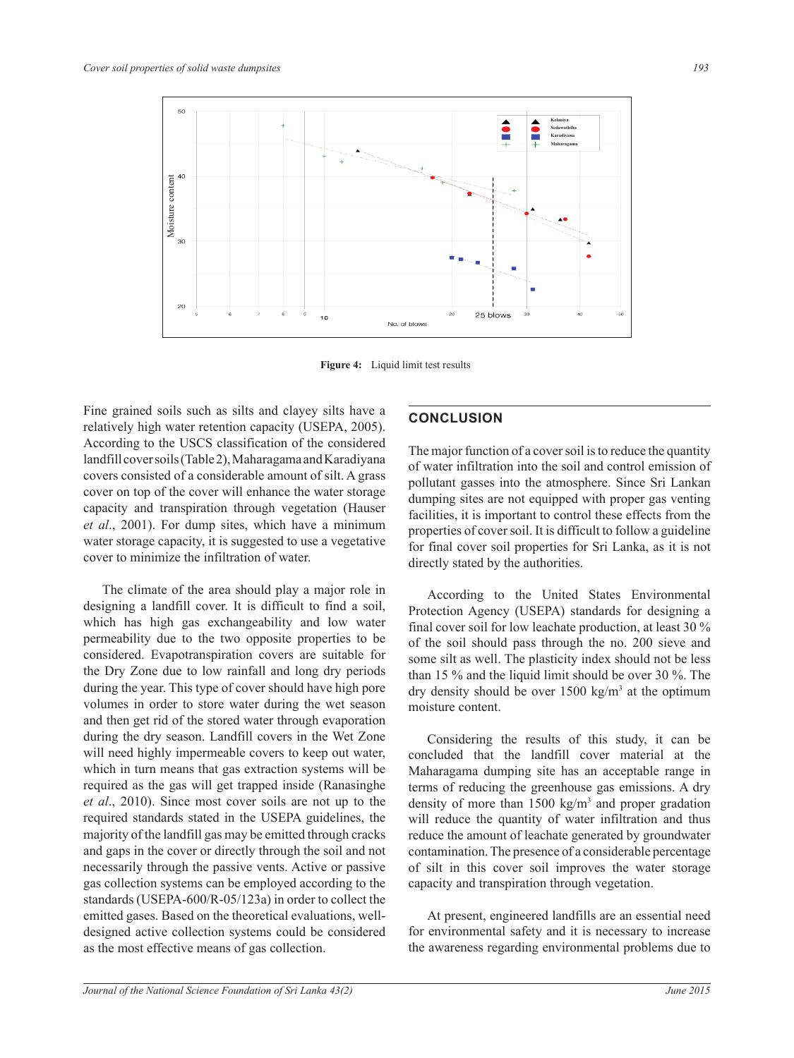Figure 4: Liquid limit test results

Fine grained soils such as silts and clayey silts have a relatively high water retention capacity (USEPA, 2005). According to the USCS classification of the considered landfill cover soils (Table 2), Maharagama and Karadiyana covers consisted of a considerable amount of silt. A grass cover on top of the cover will enhance the water storage capacity and transpiration through vegetation (Hauser *et al*., 2001). For dump sites, which have a minimum water storage capacity, it is suggested to use a vegetative cover to minimize the infiltration of water.

The climate of the area should play a major role in designing a landfill cover. It is difficult to find a soil, which has high gas exchangeability and low water permeability due to the two opposite properties to be considered. Evapotranspiration covers are suitable for the Dry Zone due to low rainfall and long dry periods during the year. This type of cover should have high pore volumes in order to store water during the wet season and then get rid of the stored water through evaporation during the dry season. Landfill covers in the Wet Zone will need highly impermeable covers to keep out water, which in turn means that gas extraction systems will be required as the gas will get trapped inside (Ranasinghe *et al*., 2010). Since most cover soils are not up to the required standards stated in the USEPA guidelines, the majority of the landfill gas may be emitted through cracks and gaps in the cover or directly through the soil and not necessarily through the passive vents. Active or passive gas collection systems can be employed according to the standards (USEPA-600/R-05/123a) in order to collect the emitted gases. Based on the theoretical evaluations, well-designed active collection systems could be considered as the most effective means of gas collection.

## CONCLUSION

The major function of a cover soil is to reduce the quantity of water infiltration into the soil and control emission of pollutant gasses into the atmosphere. Since Sri Lankan dumping sites are not equipped with proper gas venting facilities, it is important to control these effects from the properties of cover soil. It is difficult to follow a guideline for final cover soil properties for Sri Lanka, as it is not directly stated by the authorities.

According to the United States Environmental Protection Agency (USEPA) standards for designing a final cover soil for low leachate production, at least 30 % of the soil should pass through the no. 200 sieve and some silt as well. The plasticity index should not be less than 15 % and the liquid limit should be over 30 %. The dry density should be over 1500 kg/m$^3$ at the optimum moisture content.

Considering the results of this study, it can be concluded that the landfill cover material at the Maharagama dumping site has an acceptable range in terms of reducing the greenhouse gas emissions. A dry density of more than 1500 kg/m$^3$ and proper gradation will reduce the quantity of water infiltration and thus reduce the amount of leachate generated by groundwater contamination. The presence of a considerable percentage of silt in this cover soil improves the water storage capacity and transpiration through vegetation.

At present, engineered landfills are an essential need for environmental safety and it is necessary to increase the awareness regarding environmental problems due to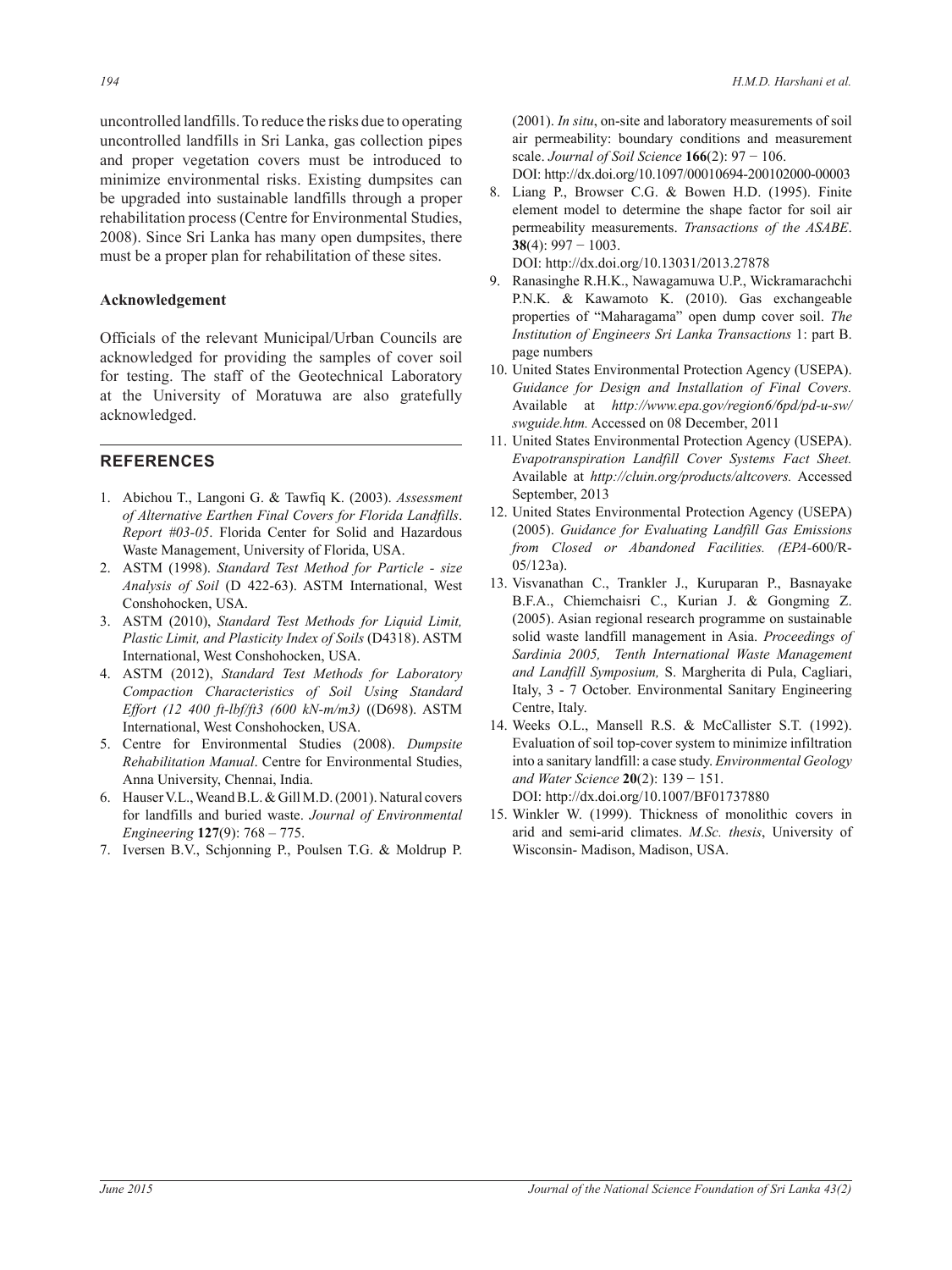uncontrolled landfills. To reduce the risks due to operating uncontrolled landfills in Sri Lanka, gas collection pipes and proper vegetation covers must be introduced to minimize environmental risks. Existing dumpsites can be upgraded into sustainable landfills through a proper rehabilitation process (Centre for Environmental Studies, 2008). Since Sri Lanka has many open dumpsites, there must be a proper plan for rehabilitation of these sites.

### Acknowledgement

Officials of the relevant Municipal/Urban Councils are acknowledged for providing the samples of cover soil for testing. The staff of the Geotechnical Laboratory at the University of Moratuwa are also gratefully acknowledged.

## REFERENCES

1. Abichou T., Langoni G. & Tawfiq K. (2003). *Assessment of Alternative Earthen Final Covers for Florida Landfills*. *Report #03-05*. Florida Center for Solid and Hazardous Waste Management, University of Florida, USA.
2. ASTM (1998). *Standard Test Method for Particle - size Analysis of Soil* (D 422-63). ASTM International, West Conshohocken, USA.
3. ASTM (2010), *Standard Test Methods for Liquid Limit, Plastic Limit, and Plasticity Index of Soils* (D4318). ASTM International, West Conshohocken, USA.
4. ASTM (2012), *Standard Test Methods for Laboratory Compaction Characteristics of Soil Using Standard Effort (12 400 ft-lbf/ft3 (600 kN-m/m3)* ((D698). ASTM International, West Conshohocken, USA.
5. Centre for Environmental Studies (2008). *Dumpsite Rehabilitation Manual*. Centre for Environmental Studies, Anna University, Chennai, India.
6. Hauser V.L., Weand B.L. & Gill M.D. (2001). Natural covers for landfills and buried waste. *Journal of Environmental Engineering* **127**(9): 768 – 775.
7. Iversen B.V., Schjonning P., Poulsen T.G. & Moldrup P. (2001). *In situ*, on-site and laboratory measurements of soil air permeability: boundary conditions and measurement scale. *Journal of Soil Science* **166**(2): 97 − 106.
   DOI: http://dx.doi.org/10.1097/00010694-200102000-00003
8. Liang P., Browser C.G. & Bowen H.D. (1995). Finite element model to determine the shape factor for soil air permeability measurements. *Transactions of the ASABE*. **38**(4): 997 − 1003.
   DOI: http://dx.doi.org/10.13031/2013.27878
9. Ranasinghe R.H.K., Nawagamuwa U.P., Wickramarachchi P.N.K. & Kawamoto K. (2010). Gas exchangeable properties of "Maharagama" open dump cover soil. *The Institution of Engineers Sri Lanka Transactions* 1: part B. page numbers
10. United States Environmental Protection Agency (USEPA). *Guidance for Design and Installation of Final Covers.* Available at *http://www.epa.gov/region6/6pd/pd-u-sw/swguide.htm.* Accessed on 08 December, 2011
11. United States Environmental Protection Agency (USEPA). *Evapotranspiration Landfill Cover Systems Fact Sheet.* Available at *http://cluin.org/products/altcovers.* Accessed September, 2013
12. United States Environmental Protection Agency (USEPA) (2005). *Guidance for Evaluating Landfill Gas Emissions from Closed or Abandoned Facilities. (EPA*-600/R-05/123a).
13. Visvanathan C., Trankler J., Kuruparan P., Basnayake B.F.A., Chiemchaisri C., Kurian J. & Gongming Z. (2005). Asian regional research programme on sustainable solid waste landfill management in Asia. *Proceedings of Sardinia 2005, Tenth International Waste Management and Landfill Symposium,* S. Margherita di Pula, Cagliari, Italy, 3 - 7 October. Environmental Sanitary Engineering Centre, Italy.
14. Weeks O.L., Mansell R.S. & McCallister S.T. (1992). Evaluation of soil top-cover system to minimize infiltration into a sanitary landfill: a case study. *Environmental Geology and Water Science* **20**(2): 139 − 151.
    DOI: http://dx.doi.org/10.1007/BF01737880
15. Winkler W. (1999). Thickness of monolithic covers in arid and semi-arid climates. *M.Sc. thesis*, University of Wisconsin- Madison, Madison, USA.